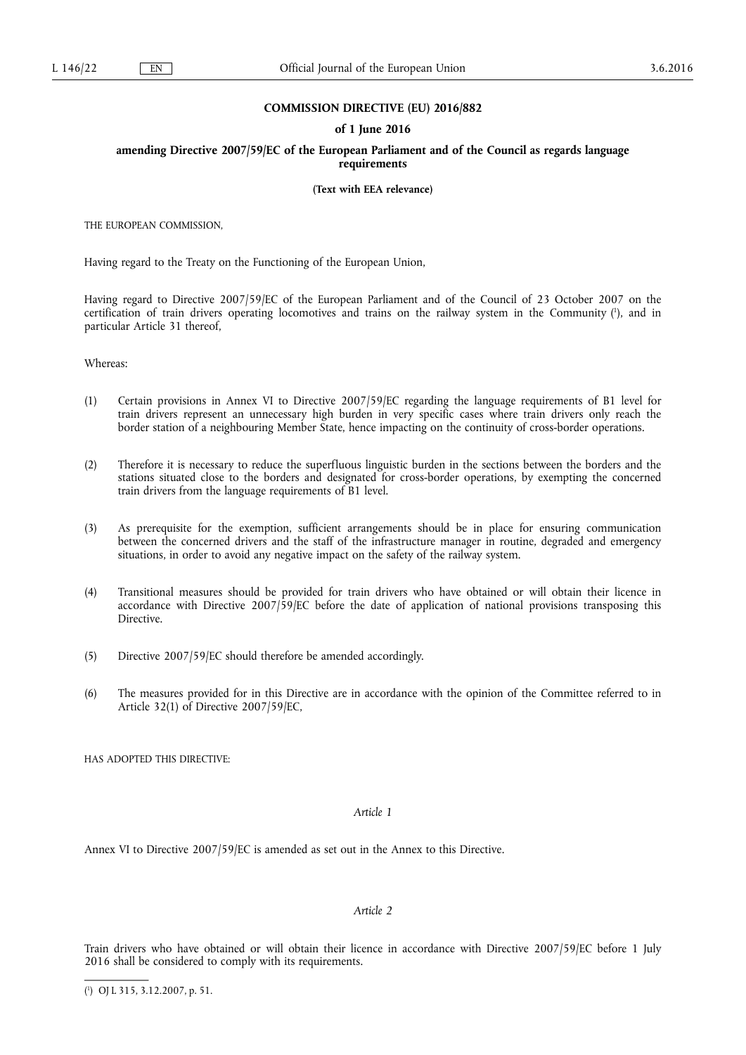**COMMISSION DIRECTIVE (EU) 2016/882**

**of 1 June 2016**

**amending Directive 2007/59/EC of the European Parliament and of the Council as regards language requirements**

**(Text with EEA relevance)**

THE EUROPEAN COMMISSION,

Having regard to the Treaty on the Functioning of the European Union,

Having regard to Directive 2007/59/EC of the European Parliament and of the Council of 23 October 2007 on the certification of train drivers operating locomotives and trains on the railway system in the Community [1], and in particular Article 31 thereof,

Whereas:

(1) Certain provisions in Annex VI to Directive 2007/59/EC regarding the language requirements of B1 level for train drivers represent an unnecessary high burden in very specific cases where train drivers only reach the border station of a neighbouring Member State, hence impacting on the continuity of cross-border operations.

(2) Therefore it is necessary to reduce the superfluous linguistic burden in the sections between the borders and the stations situated close to the borders and designated for cross-border operations, by exempting the concerned train drivers from the language requirements of B1 level.

(3) As prerequisite for the exemption, sufficient arrangements should be in place for ensuring communication between the concerned drivers and the staff of the infrastructure manager in routine, degraded and emergency situations, in order to avoid any negative impact on the safety of the railway system.

(4) Transitional measures should be provided for train drivers who have obtained or will obtain their licence in accordance with Directive 2007/59/EC before the date of application of national provisions transposing this Directive.

(5) Directive 2007/59/EC should therefore be amended accordingly.

(6) The measures provided for in this Directive are in accordance with the opinion of the Committee referred to in Article 32(1) of Directive 2007/59/EC,

HAS ADOPTED THIS DIRECTIVE:

*Article 1*

Annex VI to Directive 2007/59/EC is amended as set out in the Annex to this Directive.

*Article 2*

Train drivers who have obtained or will obtain their licence in accordance with Directive 2007/59/EC before 1 July 2016 shall be considered to comply with its requirements.

---

[1] OJ L 315, 3.12.2007, p. 51.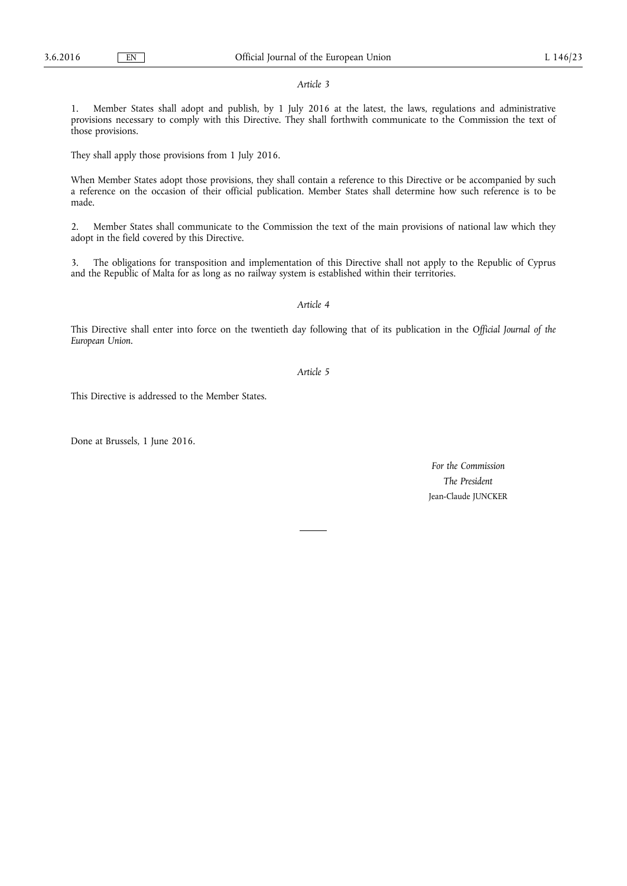*Article 3*

1. Member States shall adopt and publish, by 1 July 2016 at the latest, the laws, regulations and administrative provisions necessary to comply with this Directive. They shall forthwith communicate to the Commission the text of those provisions.

They shall apply those provisions from 1 July 2016.

When Member States adopt those provisions, they shall contain a reference to this Directive or be accompanied by such a reference on the occasion of their official publication. Member States shall determine how such reference is to be made.

2. Member States shall communicate to the Commission the text of the main provisions of national law which they adopt in the field covered by this Directive.

3. The obligations for transposition and implementation of this Directive shall not apply to the Republic of Cyprus and the Republic of Malta for as long as no railway system is established within their territories.

*Article 4*

This Directive shall enter into force on the twentieth day following that of its publication in the *Official Journal of the European Union*.

*Article 5*

This Directive is addressed to the Member States.

Done at Brussels, 1 June 2016.

*For the Commission*
*The President*
Jean-Claude JUNCKER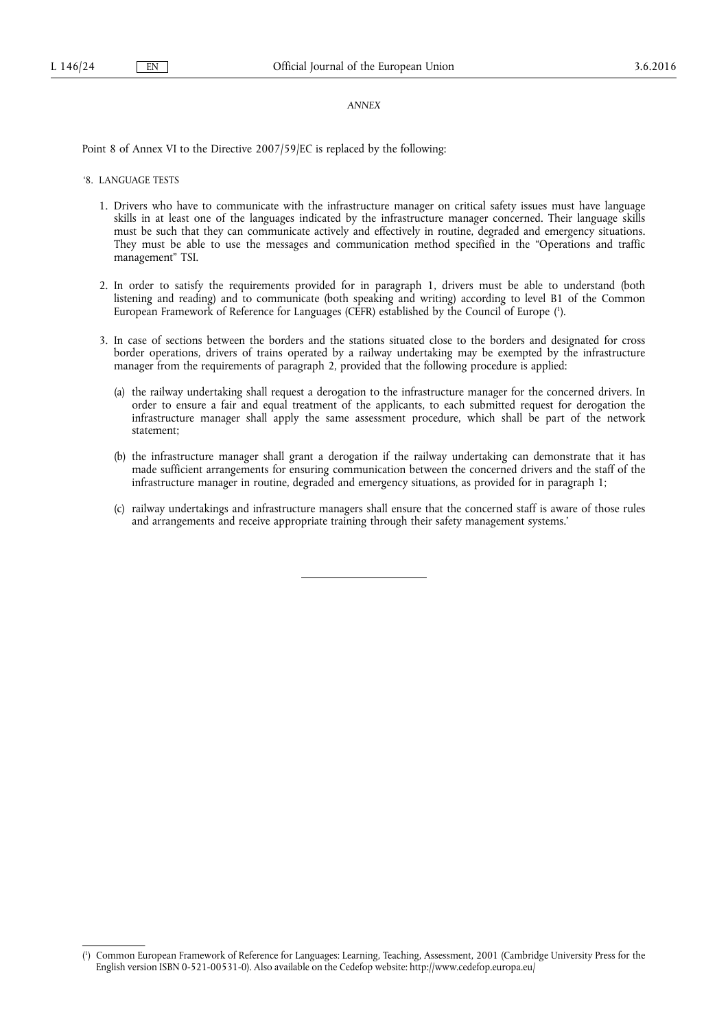*ANNEX*

Point 8 of Annex VI to the Directive 2007/59/EC is replaced by the following:

'8. LANGUAGE TESTS

1. Drivers who have to communicate with the infrastructure manager on critical safety issues must have language skills in at least one of the languages indicated by the infrastructure manager concerned. Their language skills must be such that they can communicate actively and effectively in routine, degraded and emergency situations. They must be able to use the messages and communication method specified in the "Operations and traffic management" TSI.

2. In order to satisfy the requirements provided for in paragraph 1, drivers must be able to understand (both listening and reading) and to communicate (both speaking and writing) according to level B1 of the Common European Framework of Reference for Languages (CEFR) established by the Council of Europe ([1]).

3. In case of sections between the borders and the stations situated close to the borders and designated for cross border operations, drivers of trains operated by a railway undertaking may be exempted by the infrastructure manager from the requirements of paragraph 2, provided that the following procedure is applied:

   (a) the railway undertaking shall request a derogation to the infrastructure manager for the concerned drivers. In order to ensure a fair and equal treatment of the applicants, to each submitted request for derogation the infrastructure manager shall apply the same assessment procedure, which shall be part of the network statement;

   (b) the infrastructure manager shall grant a derogation if the railway undertaking can demonstrate that it has made sufficient arrangements for ensuring communication between the concerned drivers and the staff of the infrastructure manager in routine, degraded and emergency situations, as provided for in paragraph 1;

   (c) railway undertakings and infrastructure managers shall ensure that the concerned staff is aware of those rules and arrangements and receive appropriate training through their safety management systems.'

---

([1]) Common European Framework of Reference for Languages: Learning, Teaching, Assessment, 2001 (Cambridge University Press for the English version ISBN 0-521-00531-0). Also available on the Cedefop website: http://www.cedefop.europa.eu/